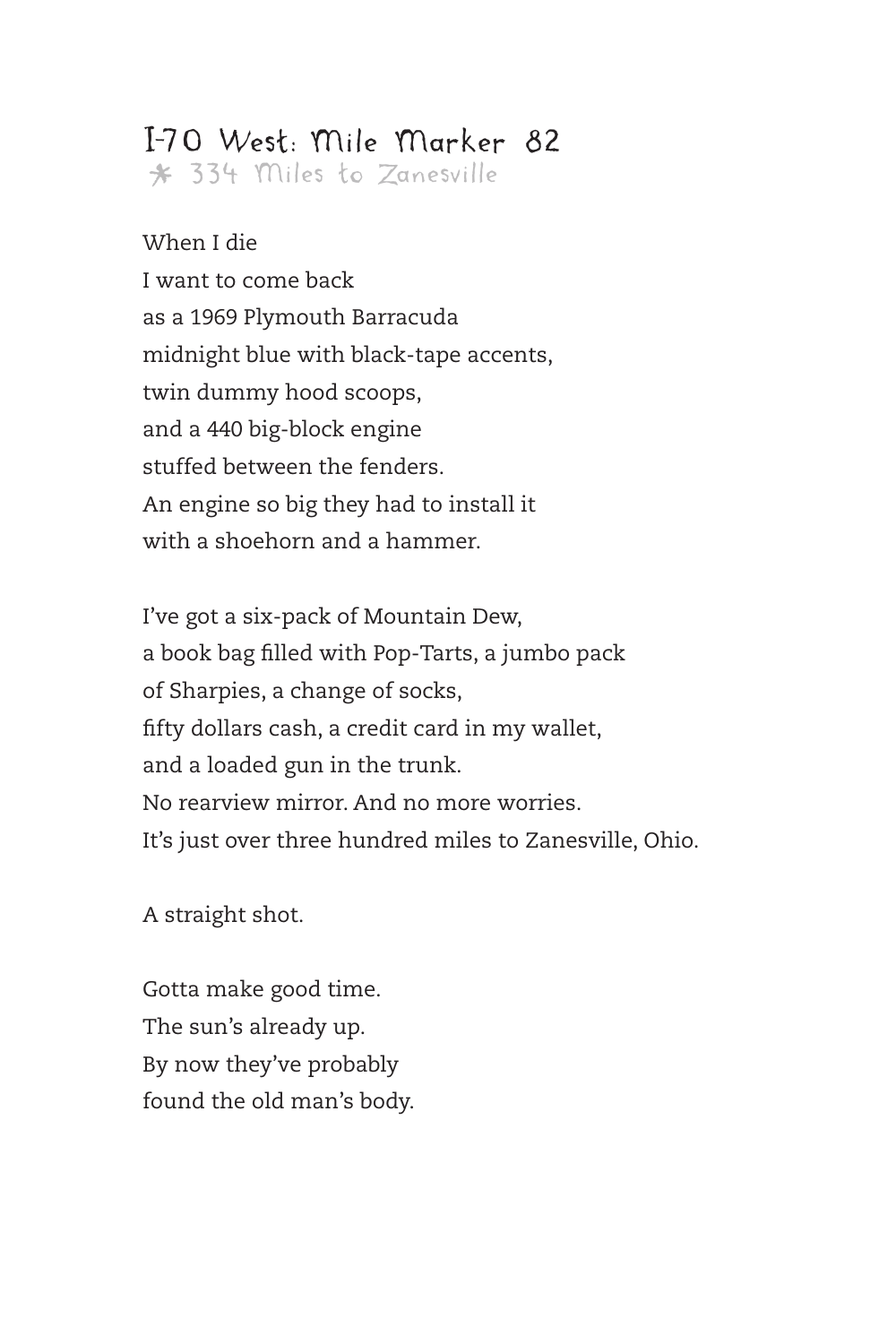# I-70 West: Mile Marker 82

*  334 Miles to Zanesville

When I die
I want to come back
as a 1969 Plymouth Barracuda
midnight blue with black-tape accents,
twin dummy hood scoops,
and a 440 big-block engine
stuffed between the fenders.
An engine so big they had to install it
with a shoehorn and a hammer.

I've got a six-pack of Mountain Dew,
a book bag filled with Pop-Tarts, a jumbo pack
of Sharpies, a change of socks,
fifty dollars cash, a credit card in my wallet,
and a loaded gun in the trunk.
No rearview mirror. And no more worries.
It's just over three hundred miles to Zanesville, Ohio.

A straight shot.

Gotta make good time.
The sun's already up.
By now they've probably
found the old man's body.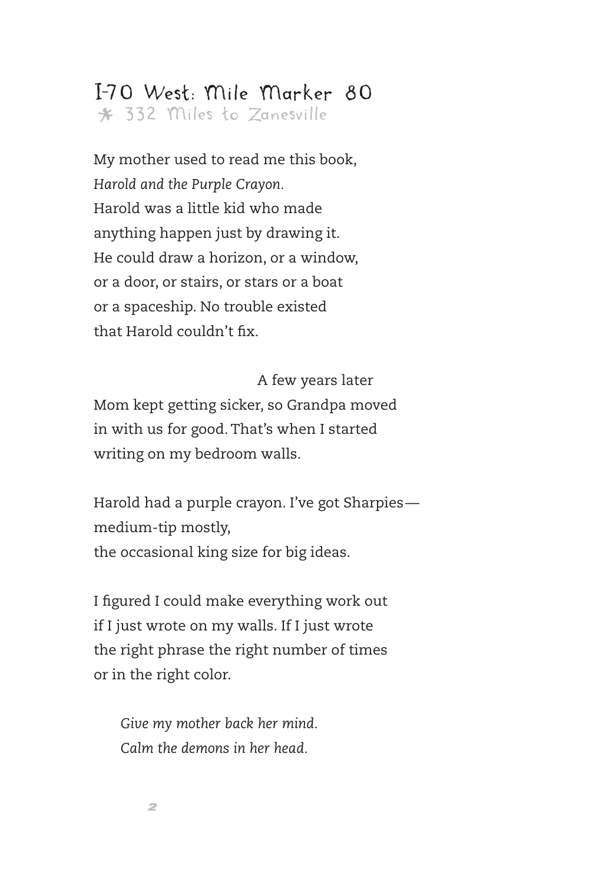## I-70 West: Mile Marker 80

* 332 Miles to Zanesville

My mother used to read me this book,
*Harold and the Purple Crayon.*
Harold was a little kid who made
anything happen just by drawing it.
He could draw a horizon, or a window,
or a door, or stairs, or stars or a boat
or a spaceship. No trouble existed
that Harold couldn't fix.

A few years later
Mom kept getting sicker, so Grandpa moved
in with us for good. That's when I started
writing on my bedroom walls.

Harold had a purple crayon. I've got Sharpies—
medium-tip mostly,
the occasional king size for big ideas.

I figured I could make everything work out
if I just wrote on my walls. If I just wrote
the right phrase the right number of times
or in the right color.

> *Give my mother back her mind.*
> *Calm the demons in her head.*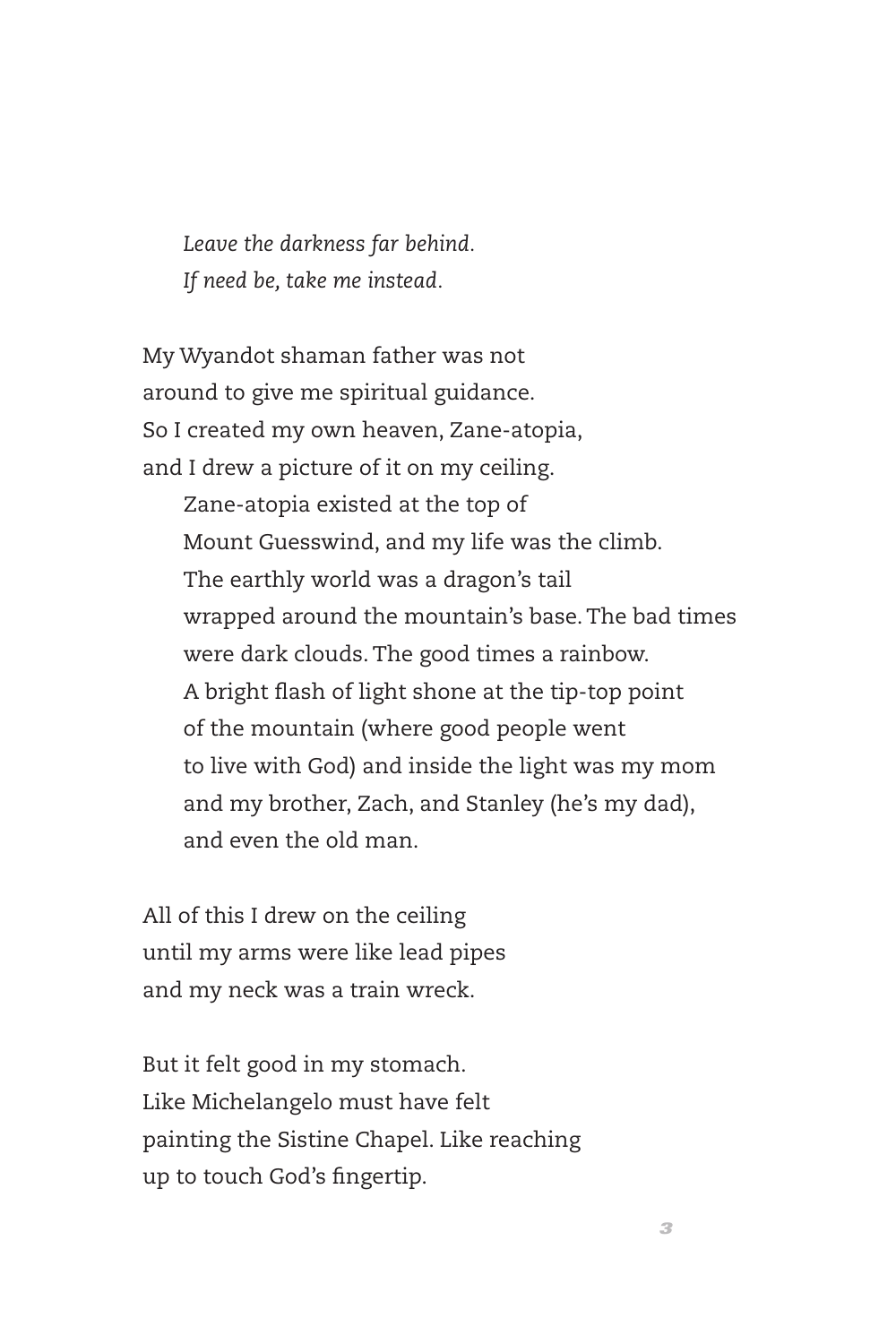*Leave the darkness far behind.*
*If need be, take me instead.*

My Wyandot shaman father was not
around to give me spiritual guidance.
So I created my own heaven, Zane-atopia,
and I drew a picture of it on my ceiling.

  Zane-atopia existed at the top of
  Mount Guesswind, and my life was the climb.
  The earthly world was a dragon's tail
  wrapped around the mountain's base. The bad times
  were dark clouds. The good times a rainbow.
  A bright flash of light shone at the tip-top point
  of the mountain (where good people went
  to live with God) and inside the light was my mom
  and my brother, Zach, and Stanley (he's my dad),
  and even the old man.

All of this I drew on the ceiling
until my arms were like lead pipes
and my neck was a train wreck.

But it felt good in my stomach.
Like Michelangelo must have felt
painting the Sistine Chapel. Like reaching
up to touch God's fingertip.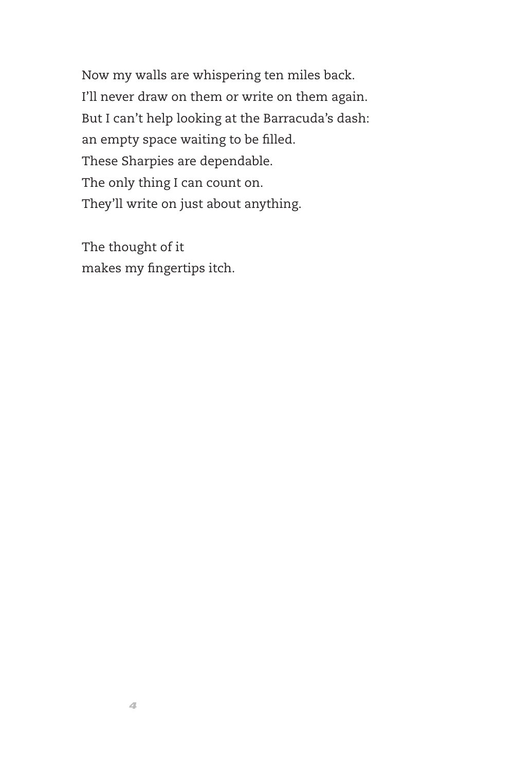Now my walls are whispering ten miles back.
I'll never draw on them or write on them again.
But I can't help looking at the Barracuda's dash:
an empty space waiting to be filled.
These Sharpies are dependable.
The only thing I can count on.
They'll write on just about anything.

The thought of it
makes my fingertips itch.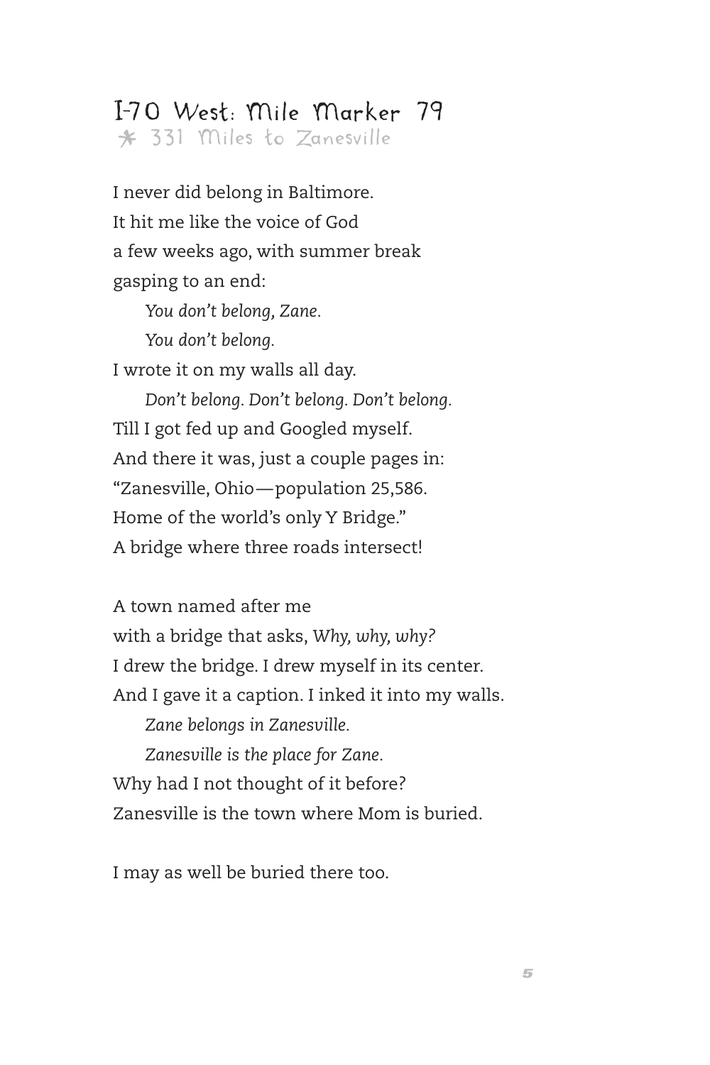## I-70 West: Mile Marker 79

\* 331 Miles to Zanesville

I never did belong in Baltimore.
It hit me like the voice of God
a few weeks ago, with summer break
gasping to an end:

> *You don't belong, Zane.*
> *You don't belong.*

I wrote it on my walls all day.

> *Don't belong. Don't belong. Don't belong.*

Till I got fed up and Googled myself.
And there it was, just a couple pages in:
"Zanesville, Ohio—population 25,586.
Home of the world's only Y Bridge."
A bridge where three roads intersect!

A town named after me
with a bridge that asks, *Why, why, why?*
I drew the bridge. I drew myself in its center.
And I gave it a caption. I inked it into my walls.

> *Zane belongs in Zanesville.*
> *Zanesville is the place for Zane.*

Why had I not thought of it before?
Zanesville is the town where Mom is buried.

I may as well be buried there too.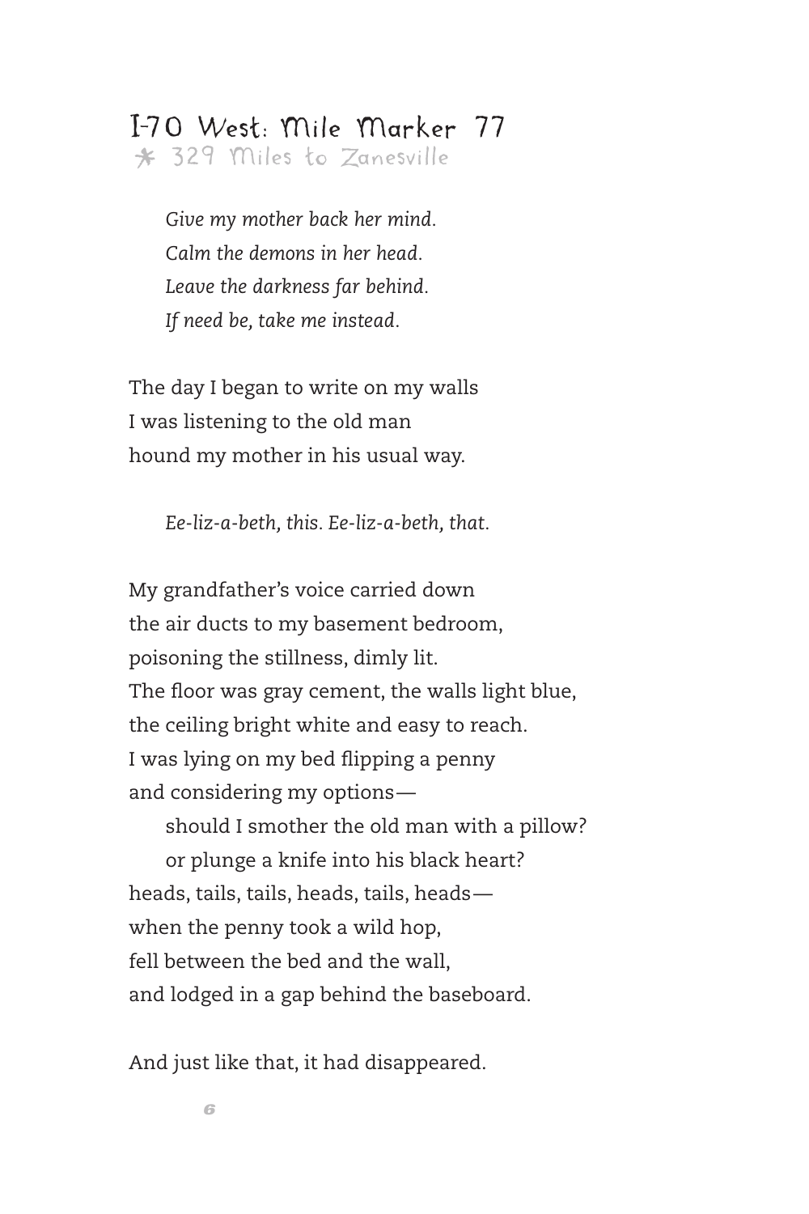# I-70 West: Mile Marker 77

✱ 329 Miles to Zanesville

> *Give my mother back her mind.*
> *Calm the demons in her head.*
> *Leave the darkness far behind.*
> *If need be, take me instead.*

The day I began to write on my walls
I was listening to the old man
hound my mother in his usual way.

> *Ee-liz-a-beth, this. Ee-liz-a-beth, that.*

My grandfather's voice carried down
the air ducts to my basement bedroom,
poisoning the stillness, dimly lit.
The floor was gray cement, the walls light blue,
the ceiling bright white and easy to reach.
I was lying on my bed flipping a penny
and considering my options—

> should I smother the old man with a pillow?
> or plunge a knife into his black heart?

heads, tails, tails, heads, tails, heads—
when the penny took a wild hop,
fell between the bed and the wall,
and lodged in a gap behind the baseboard.

And just like that, it had disappeared.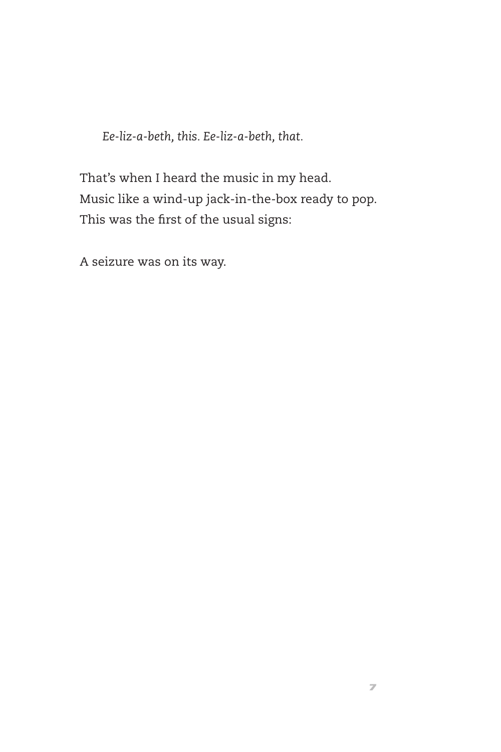*Ee-liz-a-beth, this. Ee-liz-a-beth, that.*

That's when I heard the music in my head.
Music like a wind-up jack-in-the-box ready to pop.
This was the first of the usual signs:

A seizure was on its way.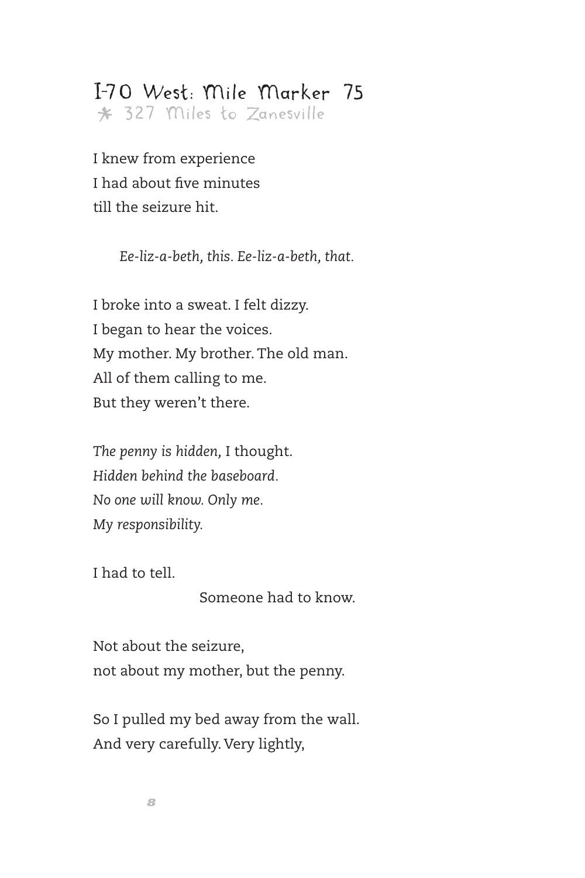# I-70 West: Mile Marker 75

*327 Miles to Zanesville*

I knew from experience
I had about five minutes
till the seizure hit.

> *Ee-liz-a-beth, this. Ee-liz-a-beth, that.*

I broke into a sweat. I felt dizzy.
I began to hear the voices.
My mother. My brother. The old man.
All of them calling to me.
But they weren't there.

*The penny is hidden,* I thought.
*Hidden behind the baseboard.*
*No one will know. Only me.*
*My responsibility.*

I had to tell.
Someone had to know.

Not about the seizure,
not about my mother, but the penny.

So I pulled my bed away from the wall.
And very carefully. Very lightly,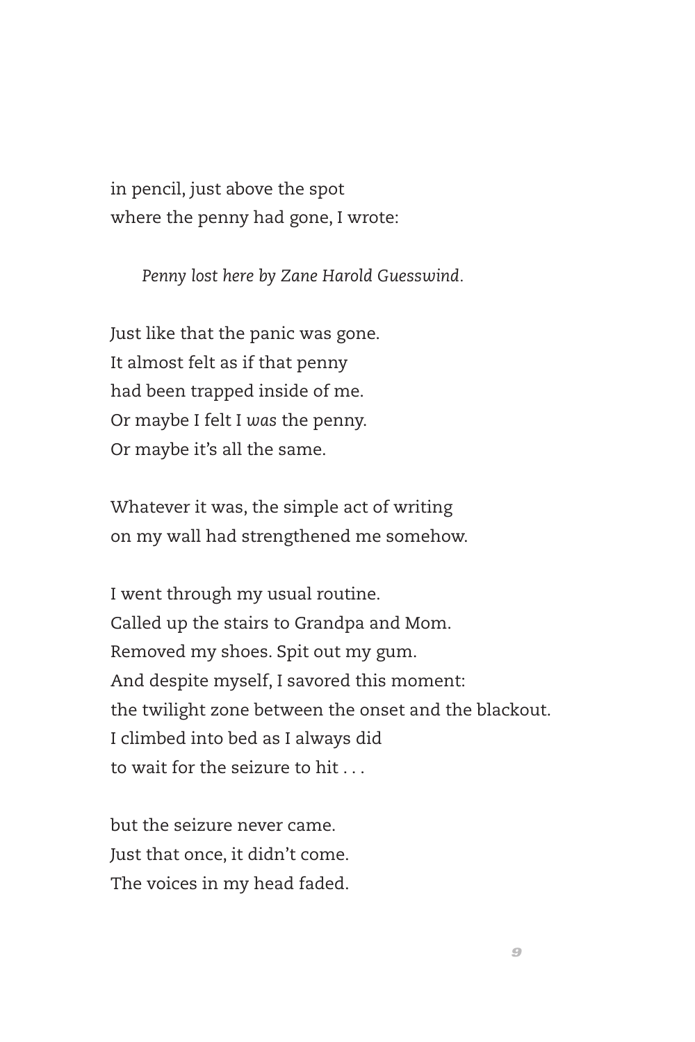in pencil, just above the spot
where the penny had gone, I wrote:

> *Penny lost here by Zane Harold Guesswind.*

Just like that the panic was gone.
It almost felt as if that penny
had been trapped inside of me.
Or maybe I felt I *was* the penny.
Or maybe it's all the same.

Whatever it was, the simple act of writing
on my wall had strengthened me somehow.

I went through my usual routine.
Called up the stairs to Grandpa and Mom.
Removed my shoes. Spit out my gum.
And despite myself, I savored this moment:
the twilight zone between the onset and the blackout.
I climbed into bed as I always did
to wait for the seizure to hit . . .

but the seizure never came.
Just that once, it didn't come.
The voices in my head faded.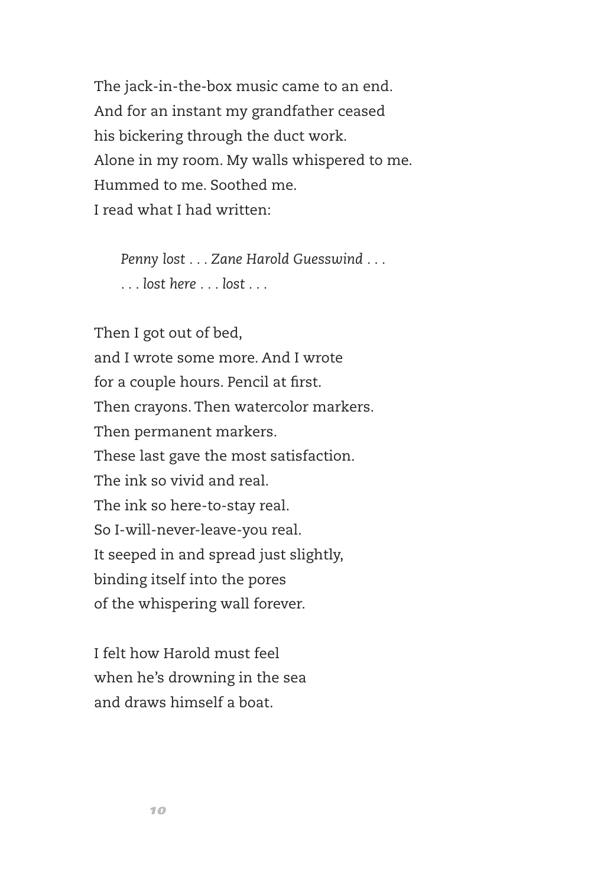The jack-in-the-box music came to an end.  
And for an instant my grandfather ceased  
his bickering through the duct work.  
Alone in my room. My walls whispered to me.  
Hummed to me. Soothed me.  
I read what I had written:

> *Penny lost . . . Zane Harold Guesswind . . .*  
> *. . . lost here . . . lost . . .*

Then I got out of bed,  
and I wrote some more. And I wrote  
for a couple hours. Pencil at first.  
Then crayons. Then watercolor markers.  
Then permanent markers.  
These last gave the most satisfaction.  
The ink so vivid and real.  
The ink so here-to-stay real.  
So I-will-never-leave-you real.  
It seeped in and spread just slightly,  
binding itself into the pores  
of the whispering wall forever.

I felt how Harold must feel  
when he's drowning in the sea  
and draws himself a boat.